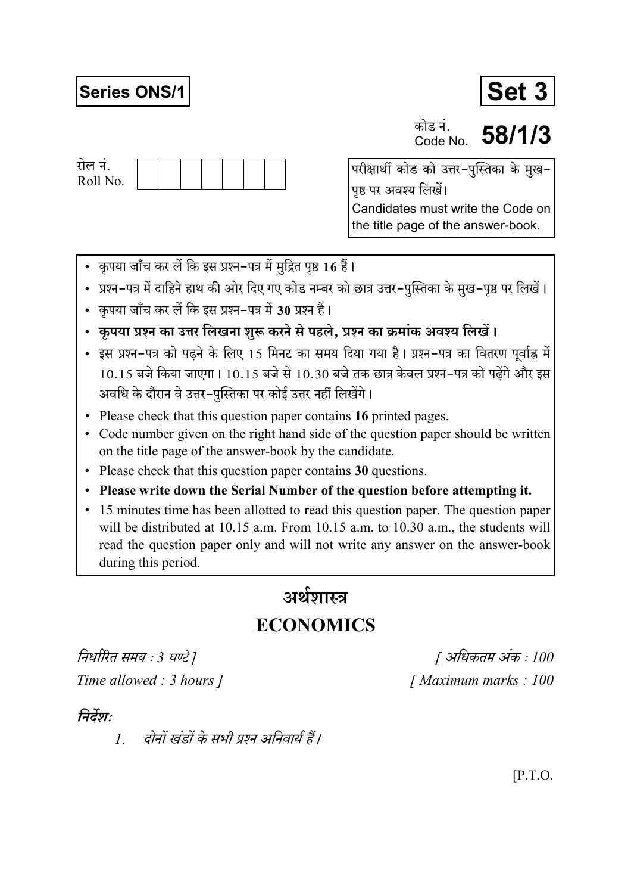**Series ONS/1**

**Set 3**

कोड नं.
Code No. **58/1/3**

रोल नं.
Roll No. | | | | | | | |

परीक्षार्थी कोड को उत्तर-पुस्तिका के मुख-पृष्ठ पर अवश्य लिखें।
Candidates must write the Code on the title page of the answer-book.

- कृपया जाँच कर लें कि इस प्रश्न-पत्र में मुद्रित पृष्ठ **16** हैं।
- प्रश्न-पत्र में दाहिने हाथ की ओर दिए गए कोड नम्बर को छात्र उत्तर-पुस्तिका के मुख-पृष्ठ पर लिखें।
- कृपया जाँच कर लें कि इस प्रश्न-पत्र में **30** प्रश्न हैं।
- **कृपया प्रश्न का उत्तर लिखना शुरू करने से पहले, प्रश्न का क्रमांक अवश्य लिखें।**
- इस प्रश्न-पत्र को पढ़ने के लिए 15 मिनट का समय दिया गया है। प्रश्न-पत्र का वितरण पूर्वाह्न में 10.15 बजे किया जाएगा। 10.15 बजे से 10.30 बजे तक छात्र केवल प्रश्न-पत्र को पढ़ेंगे और इस अवधि के दौरान वे उत्तर-पुस्तिका पर कोई उत्तर नहीं लिखेंगे।
- Please check that this question paper contains **16** printed pages.
- Code number given on the right hand side of the question paper should be written on the title page of the answer-book by the candidate.
- Please check that this question paper contains **30** questions.
- **Please write down the Serial Number of the question before attempting it.**
- 15 minutes time has been allotted to read this question paper. The question paper will be distributed at 10.15 a.m. From 10.15 a.m. to 10.30 a.m., the students will read the question paper only and will not write any answer on the answer-book during this period.

# अर्थशास्त्र

# ECONOMICS

*निर्धारित समय : 3 घण्टे ]* *[ अधिकतम अंक : 100*

*Time allowed : 3 hours ]* *[ Maximum marks : 100*

*निर्देश:*

1. *दोनों खंडों के सभी प्रश्न अनिवार्य हैं।*

[P.T.O.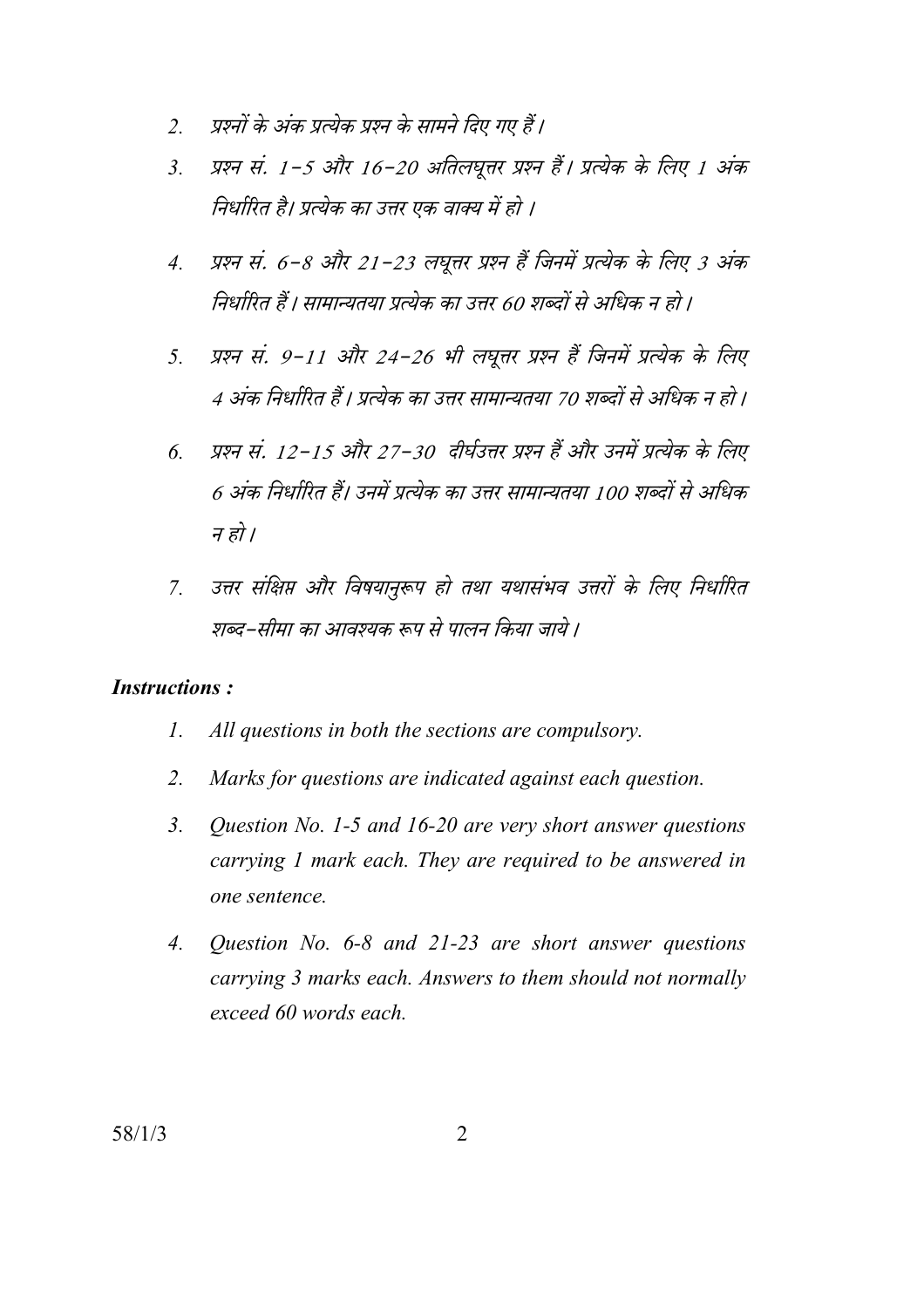2. *प्रश्नों के अंक प्रत्येक प्रश्न के सामने दिए गए हैं।*
3. *प्रश्न सं. 1-5 और 16-20 अतिलघूत्तर प्रश्न हैं। प्रत्येक के लिए 1 अंक निर्धारित है। प्रत्येक का उत्तर एक वाक्य में हो।*
4. *प्रश्न सं. 6-8 और 21-23 लघूत्तर प्रश्न हैं जिनमें प्रत्येक के लिए 3 अंक निर्धारित हैं। सामान्यतया प्रत्येक का उत्तर 60 शब्दों से अधिक न हो।*
5. *प्रश्न सं. 9-11 और 24-26 भी लघूत्तर प्रश्न हैं जिनमें प्रत्येक के लिए 4 अंक निर्धारित हैं। प्रत्येक का उत्तर सामान्यतया 70 शब्दों से अधिक न हो।*
6. *प्रश्न सं. 12-15 और 27-30 दीर्घउत्तर प्रश्न हैं और उनमें प्रत्येक के लिए 6 अंक निर्धारित हैं। उनमें प्रत्येक का उत्तर सामान्यतया 100 शब्दों से अधिक न हो।*
7. *उत्तर संक्षिप्त और विषयानुरूप हो तथा यथासंभव उत्तरों के लिए निर्धारित शब्द-सीमा का आवश्यक रूप से पालन किया जाये।*

***Instructions :***

1. *All questions in both the sections are compulsory.*
2. *Marks for questions are indicated against each question.*
3. *Question No. 1-5 and 16-20 are very short answer questions carrying 1 mark each. They are required to be answered in one sentence.*
4. *Question No. 6-8 and 21-23 are short answer questions carrying 3 marks each. Answers to them should not normally exceed 60 words each.*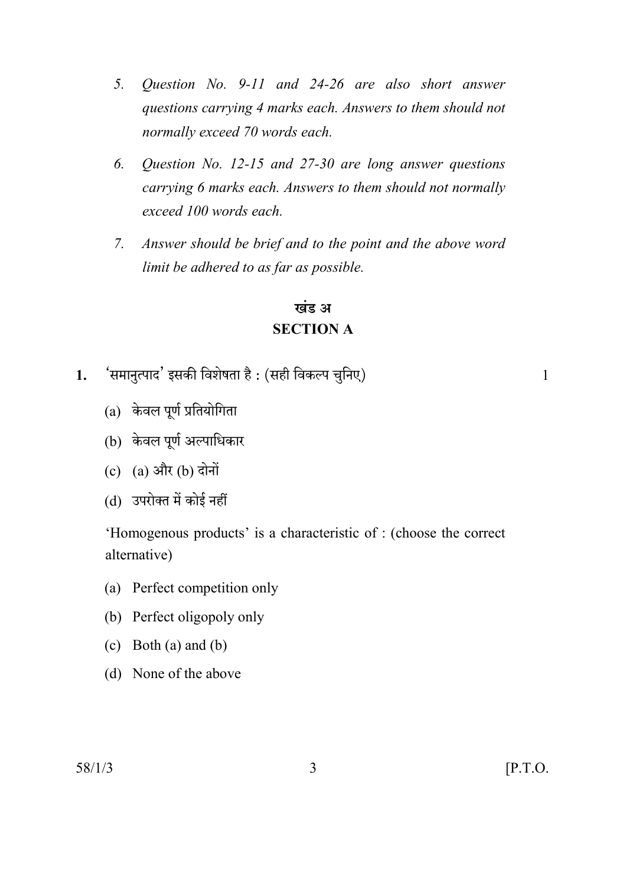5. *Question No. 9-11 and 24-26 are also short answer questions carrying 4 marks each. Answers to them should not normally exceed 70 words each.*

6. *Question No. 12-15 and 27-30 are long answer questions carrying 6 marks each. Answers to them should not normally exceed 100 words each.*

7. *Answer should be brief and to the point and the above word limit be adhered to as far as possible.*

## खंड अ
## SECTION A

**1.** 'समानुत्पाद' इसकी विशेषता है : (सही विकल्प चुनिए) 1

(a) केवल पूर्ण प्रतियोगिता

(b) केवल पूर्ण अल्पाधिकार

(c) (a) और (b) दोनों

(d) उपरोक्त में कोई नहीं

'Homogenous products' is a characteristic of : (choose the correct alternative)

(a) Perfect competition only

(b) Perfect oligopoly only

(c) Both (a) and (b)

(d) None of the above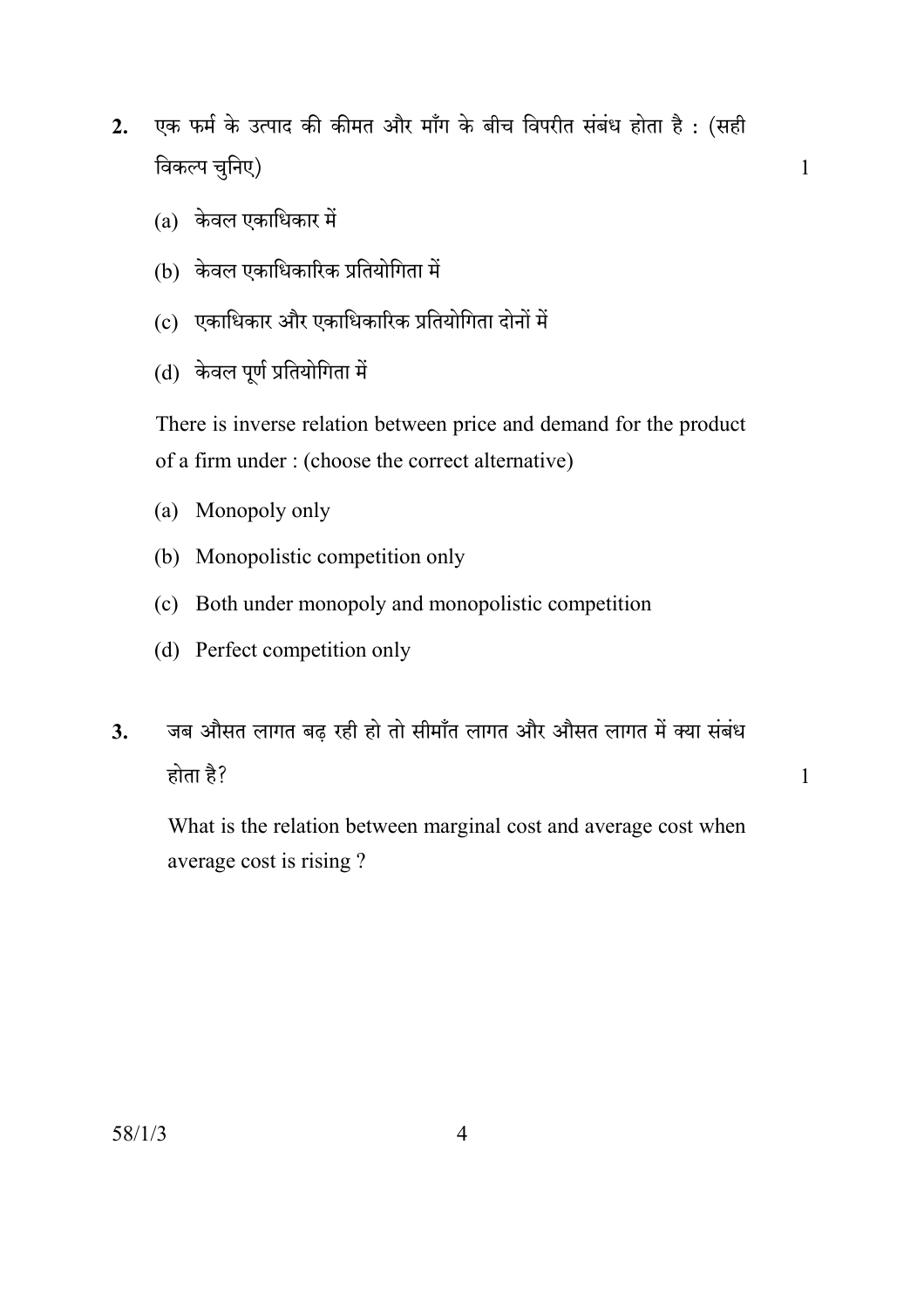2. एक फर्म के उत्पाद की कीमत और माँग के बीच विपरीत संबंध होता है : (सही विकल्प चुनिए) 1

(a) केवल एकाधिकार में

(b) केवल एकाधिकारिक प्रतियोगिता में

(c) एकाधिकार और एकाधिकारिक प्रतियोगिता दोनों में

(d) केवल पूर्ण प्रतियोगिता में

There is inverse relation between price and demand for the product of a firm under : (choose the correct alternative)

(a) Monopoly only

(b) Monopolistic competition only

(c) Both under monopoly and monopolistic competition

(d) Perfect competition only

3. जब औसत लागत बढ़ रही हो तो सीमाँत लागत और औसत लागत में क्या संबंध होता है? 1

What is the relation between marginal cost and average cost when average cost is rising ?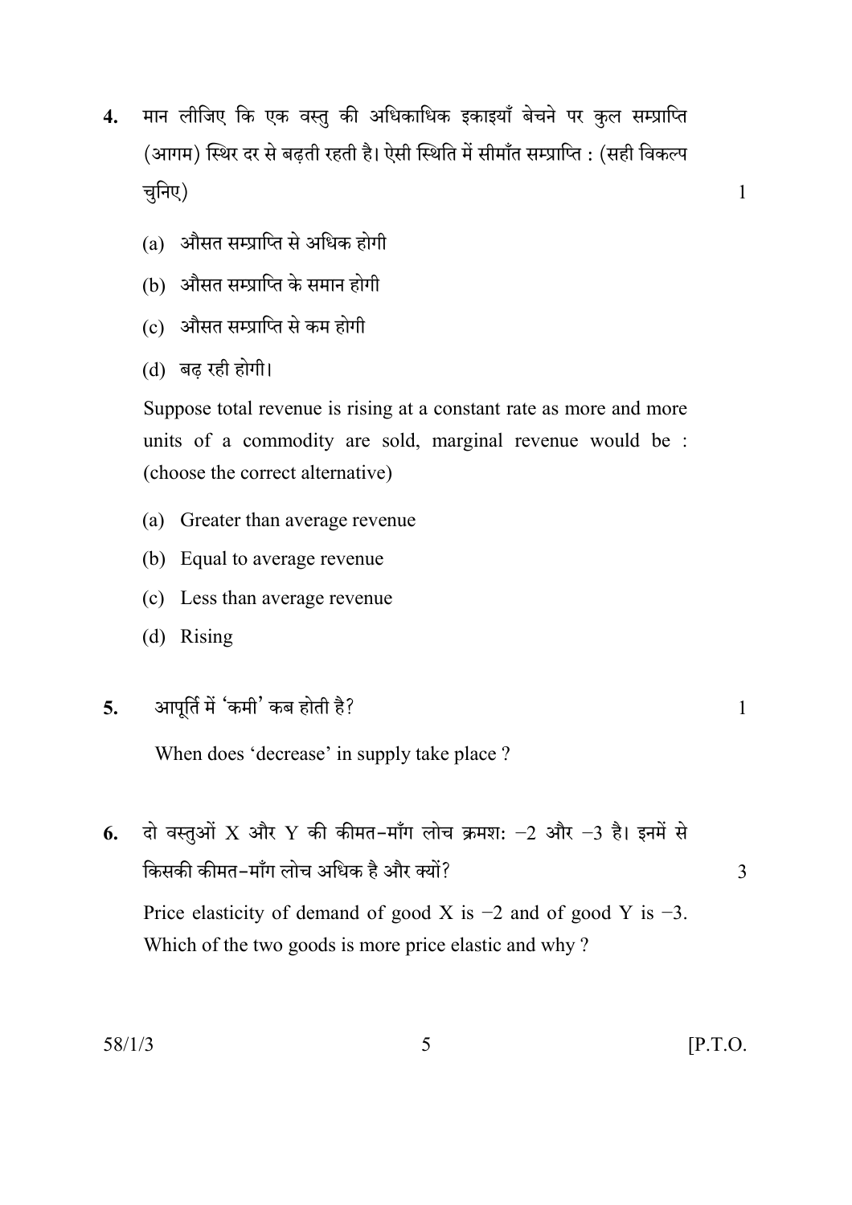**4.** मान लीजिए कि एक वस्तु की अधिकाधिक इकाइयाँ बेचने पर कुल सम्प्राप्ति (आगम) स्थिर दर से बढ़ती रहती है। ऐसी स्थिति में सीमाँत सम्प्राप्ति : (सही विकल्प चुनिए) 1

(a) औसत सम्प्राप्ति से अधिक होगी

(b) औसत सम्प्राप्ति के समान होगी

(c) औसत सम्प्राप्ति से कम होगी

(d) बढ़ रही होगी।

Suppose total revenue is rising at a constant rate as more and more units of a commodity are sold, marginal revenue would be : (choose the correct alternative)

(a) Greater than average revenue

(b) Equal to average revenue

(c) Less than average revenue

(d) Rising

**5.** आपूर्ति में 'कमी' कब होती है? 1

When does 'decrease' in supply take place ?

**6.** दो वस्तुओं X और Y की कीमत-माँग लोच क्रमश: $-2$ और $-3$ है। इनमें से किसकी कीमत-माँग लोच अधिक है और क्यों? 3

Price elasticity of demand of good X is $-2$ and of good Y is $-3$. Which of the two goods is more price elastic and why ?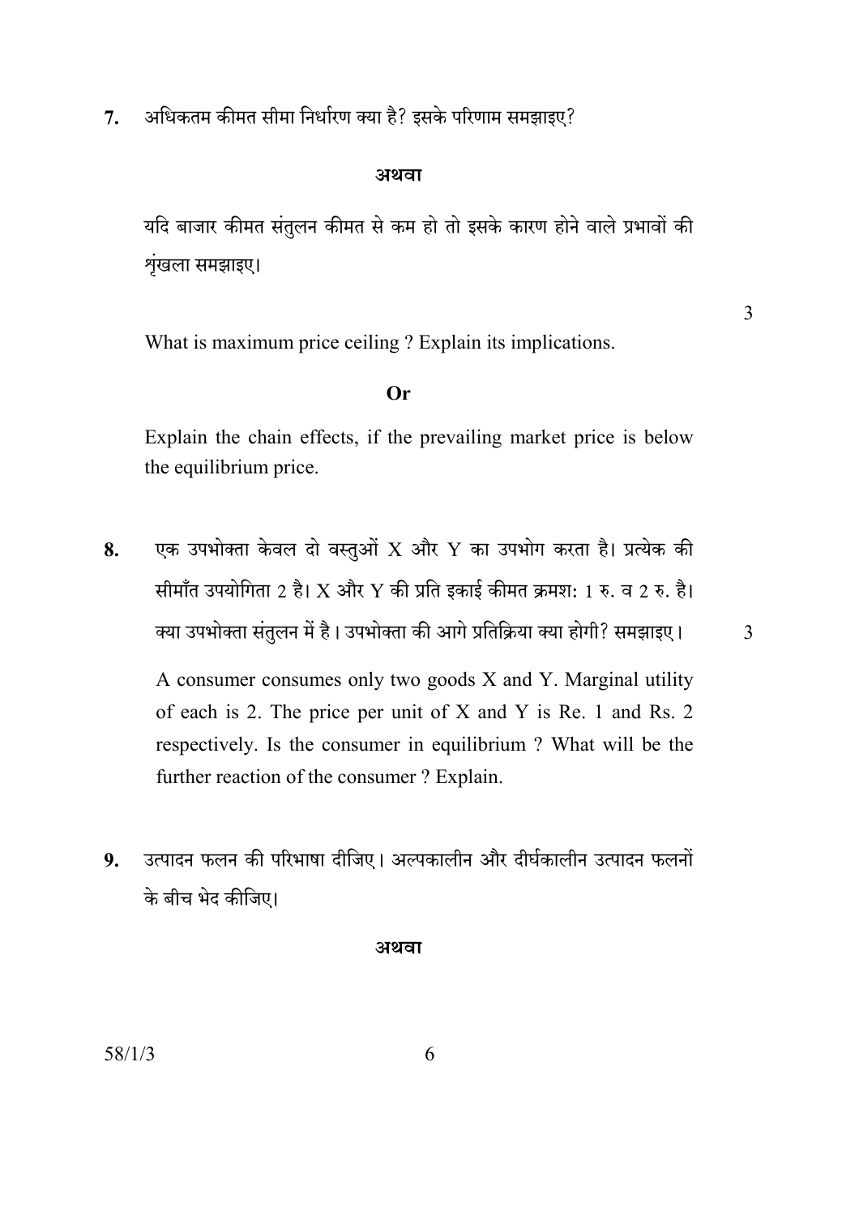7. अधिकतम कीमत सीमा निर्धारण क्या है? इसके परिणाम समझाइए?

**अथवा**

यदि बाजार कीमत संतुलन कीमत से कम हो तो इसके कारण होने वाले प्रभावों की शृंखला समझाइए।

3

What is maximum price ceiling ? Explain its implications.

**Or**

Explain the chain effects, if the prevailing market price is below the equilibrium price.

8. एक उपभोक्ता केवल दो वस्तुओं X और Y का उपभोग करता है। प्रत्येक की सीमाँत उपयोगिता 2 है। X और Y की प्रति इकाई कीमत क्रमश: 1 रु. व 2 रु. है। क्या उपभोक्ता संतुलन में है। उपभोक्ता की आगे प्रतिक्रिया क्या होगी? समझाइए। 3

A consumer consumes only two goods X and Y. Marginal utility of each is 2. The price per unit of X and Y is Re. 1 and Rs. 2 respectively. Is the consumer in equilibrium ? What will be the further reaction of the consumer ? Explain.

9. उत्पादन फलन की परिभाषा दीजिए। अल्पकालीन और दीर्घकालीन उत्पादन फलनों के बीच भेद कीजिए।

**अथवा**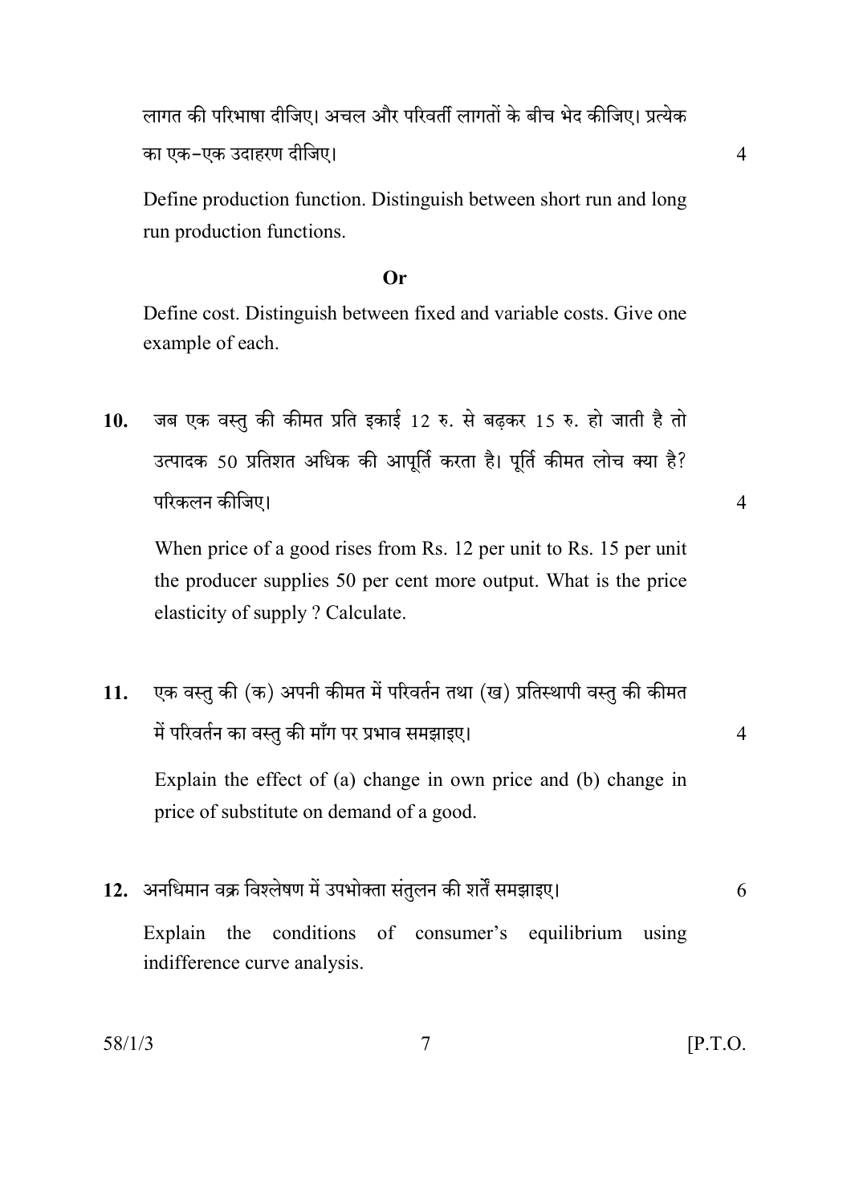लागत की परिभाषा दीजिए। अचल और परिवर्ती लागतों के बीच भेद कीजिए। प्रत्येक का एक-एक उदाहरण दीजिए। 4

Define production function. Distinguish between short run and long run production functions.

**Or**

Define cost. Distinguish between fixed and variable costs. Give one example of each.

**10.** जब एक वस्तु की कीमत प्रति इकाई 12 रु. से बढ़कर 15 रु. हो जाती है तो उत्पादक 50 प्रतिशत अधिक की आपूर्ति करता है। पूर्ति कीमत लोच क्या है? परिकलन कीजिए। 4

When price of a good rises from Rs. 12 per unit to Rs. 15 per unit the producer supplies 50 per cent more output. What is the price elasticity of supply ? Calculate.

**11.** एक वस्तु की (क) अपनी कीमत में परिवर्तन तथा (ख) प्रतिस्थापी वस्तु की कीमत में परिवर्तन का वस्तु की माँग पर प्रभाव समझाइए। 4

Explain the effect of (a) change in own price and (b) change in price of substitute on demand of a good.

**12.** अनधिमान वक्र विश्लेषण में उपभोक्ता संतुलन की शर्तें समझाइए। 6

Explain the conditions of consumer's equilibrium using indifference curve analysis.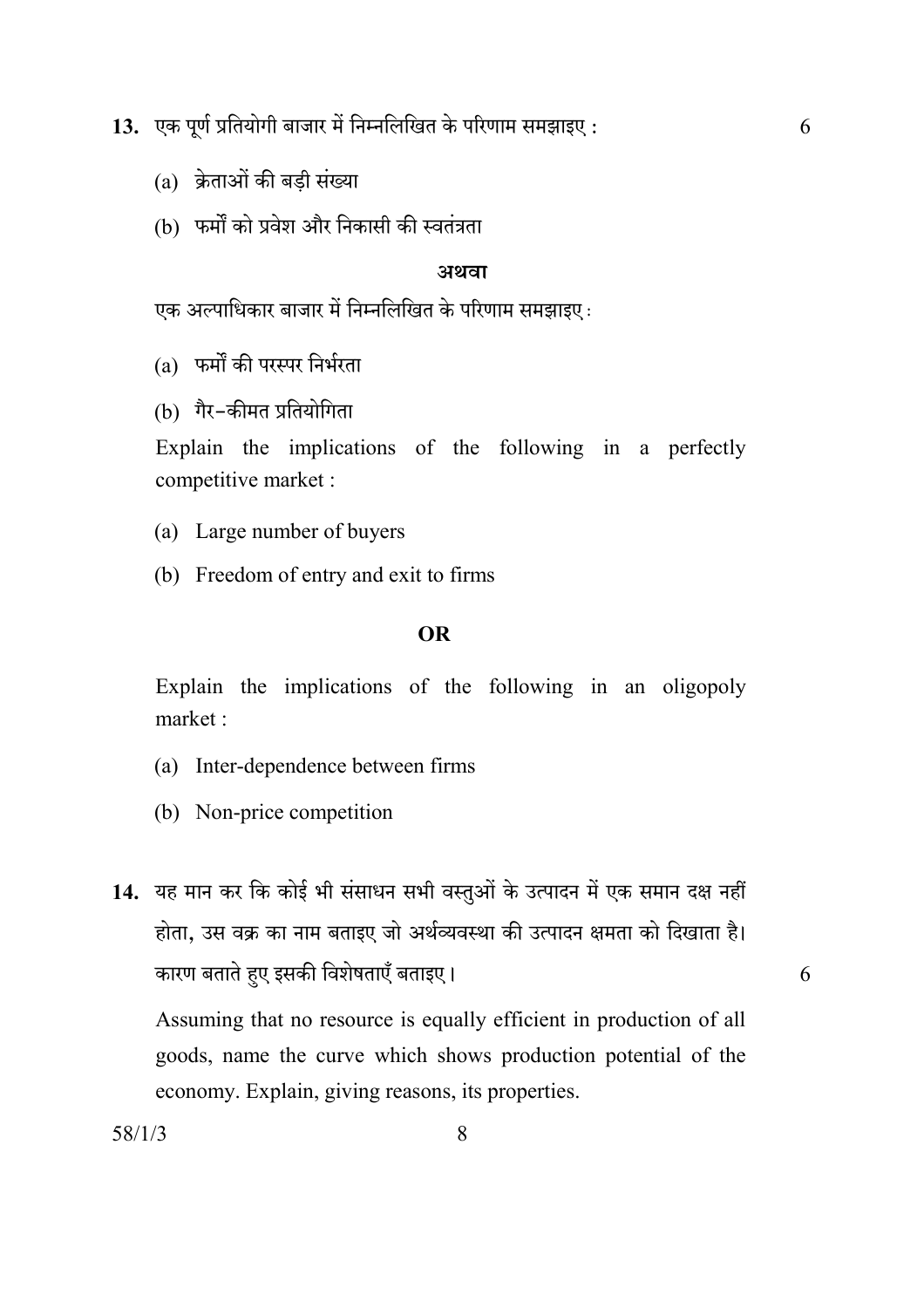13. एक पूर्ण प्रतियोगी बाजार में निम्नलिखित के परिणाम समझाइए : 6

(a) क्रेताओं की बड़ी संख्या

(b) फर्मों को प्रवेश और निकासी की स्वतंत्रता

**अथवा**

एक अल्पाधिकार बाजार में निम्नलिखित के परिणाम समझाइए :

(a) फर्मों की परस्पर निर्भरता

(b) गैर–कीमत प्रतियोगिता

Explain the implications of the following in a perfectly competitive market :

(a) Large number of buyers

(b) Freedom of entry and exit to firms

**OR**

Explain the implications of the following in an oligopoly market :

(a) Inter-dependence between firms

(b) Non-price competition

14. यह मान कर कि कोई भी संसाधन सभी वस्तुओं के उत्पादन में एक समान दक्ष नहीं होता, उस वक्र का नाम बताइए जो अर्थव्यवस्था की उत्पादन क्षमता को दिखाता है। कारण बताते हुए इसकी विशेषताएँ बताइए। 6

Assuming that no resource is equally efficient in production of all goods, name the curve which shows production potential of the economy. Explain, giving reasons, its properties.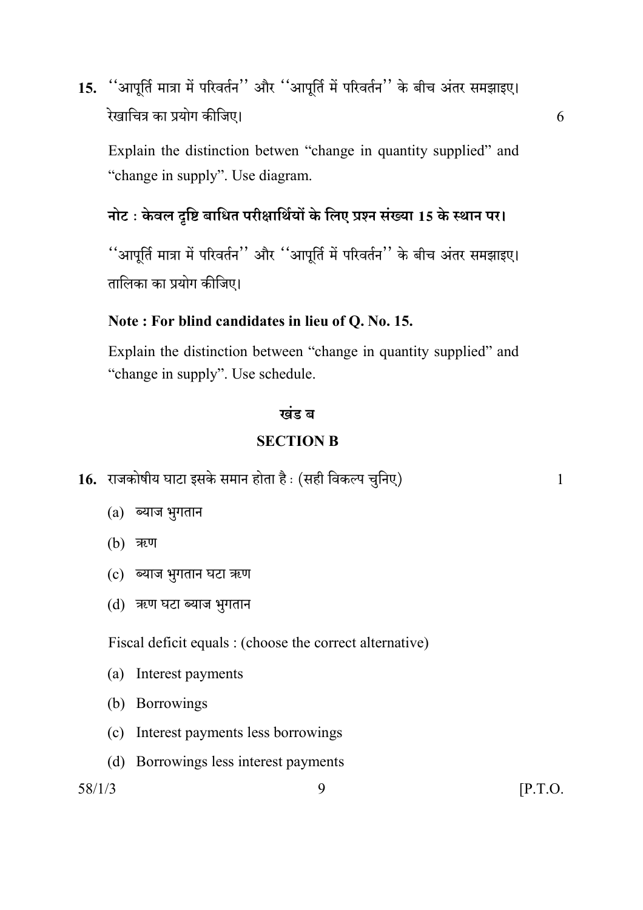15. ''आपूर्ति मात्रा में परिवर्तन'' और ''आपूर्ति में परिवर्तन'' के बीच अंतर समझाइए। रेखाचित्र का प्रयोग कीजिए। 6

Explain the distinction betwen "change in quantity supplied" and "change in supply". Use diagram.

**नोट : केवल दृष्टि बाधित परीक्षार्थियों के लिए प्रश्न संख्या 15 के स्थान पर।**

''आपूर्ति मात्रा में परिवर्तन'' और ''आपूर्ति में परिवर्तन'' के बीच अंतर समझाइए। तालिका का प्रयोग कीजिए।

**Note : For blind candidates in lieu of Q. No. 15.**

Explain the distinction betwen "change in quantity supplied" and "change in supply". Use schedule.

## खंड ब

## SECTION B

16. राजकोषीय घाटा इसके समान होता है : (सही विकल्प चुनिए) 1

(a) ब्याज भुगतान

(b) ऋण

(c) ब्याज भुगतान घटा ऋण

(d) ऋण घटा ब्याज भुगतान

Fiscal deficit equals : (choose the correct alternative)

(a) Interest payments

(b) Borrowings

(c) Interest payments less borrowings

(d) Borrowings less interest payments

58/1/3 [P.T.O.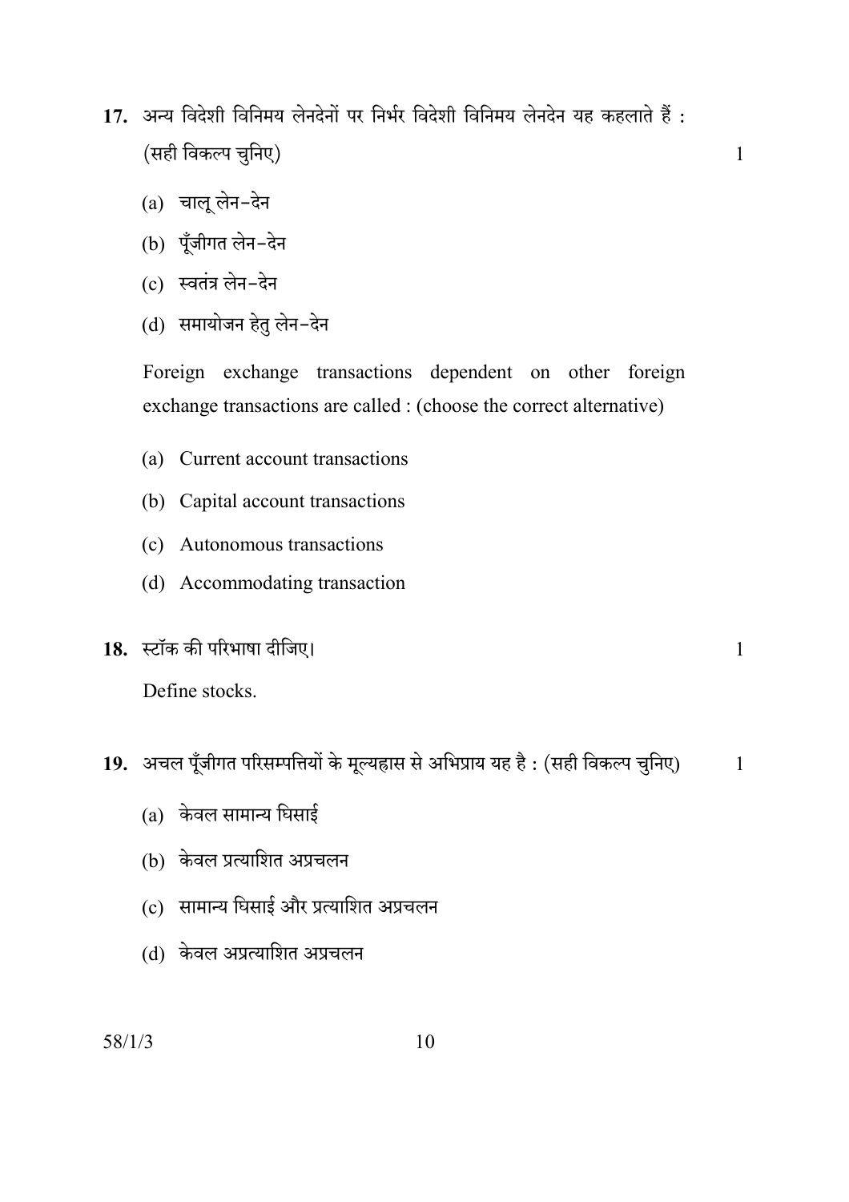**17.** अन्य विदेशी विनिमय लेनदेनों पर निर्भर विदेशी विनिमय लेनदेन यह कहलाते हैं : (सही विकल्प चुनिए) 1

(a) चालू लेन-देन

(b) पूँजीगत लेन-देन

(c) स्वतंत्र लेन-देन

(d) समायोजन हेतु लेन-देन

Foreign exchange transactions dependent on other foreign exchange transactions are called : (choose the correct alternative)

(a) Current account transactions

(b) Capital account transactions

(c) Autonomous transactions

(d) Accommodating transaction

**18.** स्टॉक की परिभाषा दीजिए। 1

Define stocks.

**19.** अचल पूँजीगत परिसम्पत्तियों के मूल्यह्रास से अभिप्राय यह है : (सही विकल्प चुनिए) 1

(a) केवल सामान्य घिसाई

(b) केवल प्रत्याशित अप्रचलन

(c) सामान्य घिसाई और प्रत्याशित अप्रचलन

(d) केवल अप्रत्याशित अप्रचलन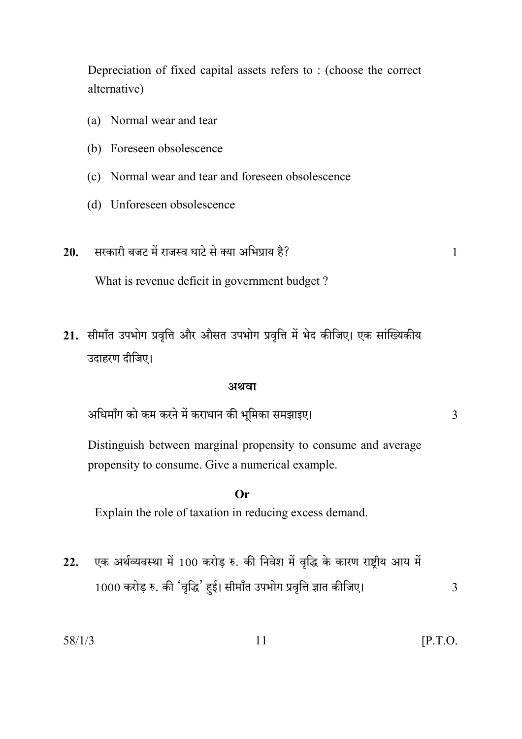Depreciation of fixed capital assets refers to : (choose the correct alternative)

(a) Normal wear and tear

(b) Foreseen obsolescence

(c) Normal wear and tear and foreseen obsolescence

(d) Unforeseen obsolescence

**20.** सरकारी बजट में राजस्व घाटे से क्या अभिप्राय है? 1

What is revenue deficit in government budget ?

**21.** सीमाँत उपभोग प्रवृत्ति और औसत उपभोग प्रवृत्ति में भेद कीजिए। एक सांख्यिकीय उदाहरण दीजिए।

**अथवा**

अधिमाँग को कम करने में कराधान की भूमिका समझाइए। 3

Distinguish between marginal propensity to consume and average propensity to consume. Give a numerical example.

**Or**

Explain the role of taxation in reducing excess demand.

**22.** एक अर्थव्यवस्था में 100 करोड़ रु. की निवेश में वृद्धि के कारण राष्ट्रीय आय में 1000 करोड़ रु. की 'वृद्धि' हुई। सीमाँत उपभोग प्रवृत्ति ज्ञात कीजिए। 3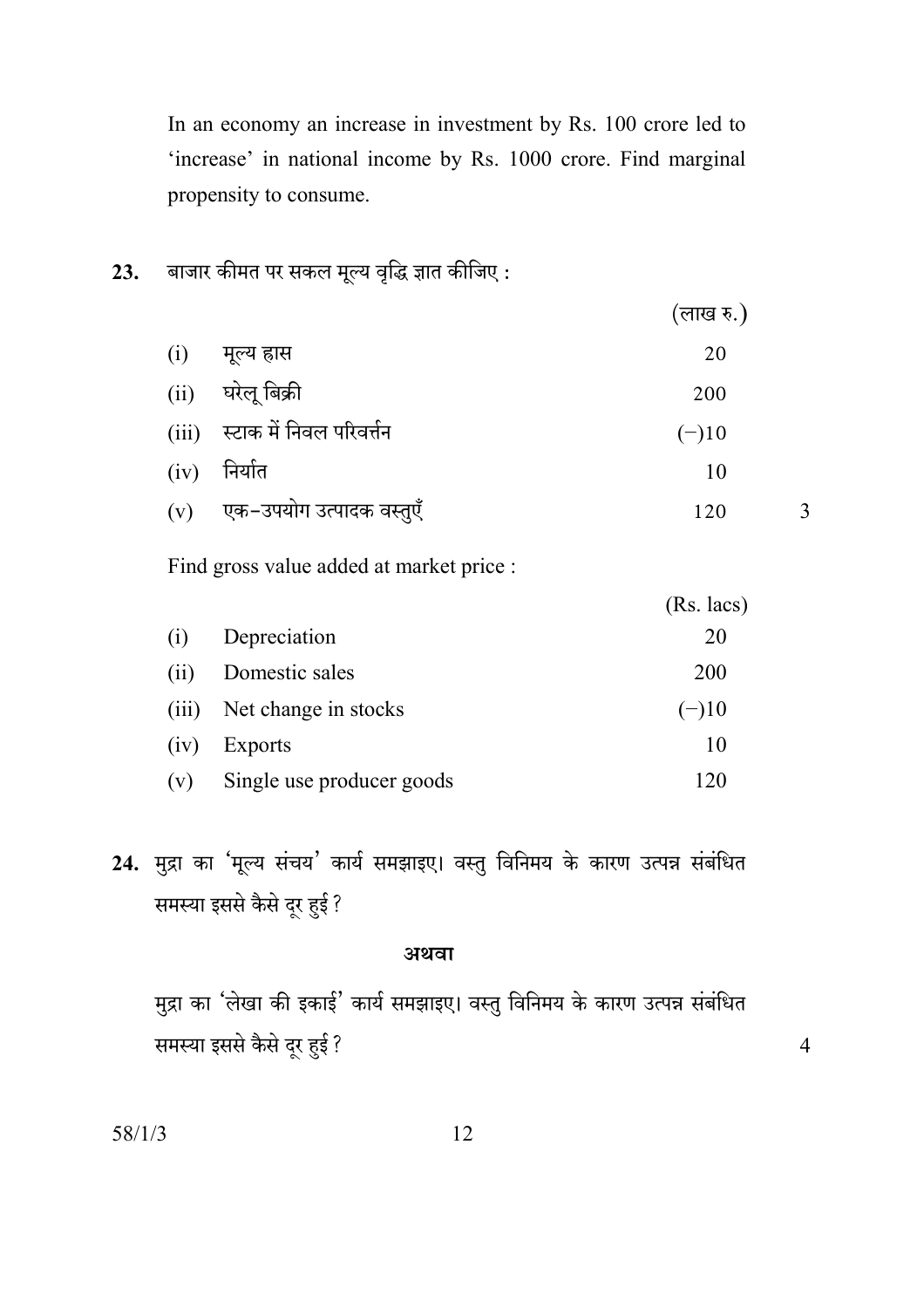In an economy an increase in investment by Rs. 100 crore led to 'increase' in national income by Rs. 1000 crore. Find marginal propensity to consume.

**23.** बाजार कीमत पर सकल मूल्य वृद्धि ज्ञात कीजिए :

| | | (लाख रु.) |
|---|---|---|
| (i) | मूल्य ह्रास | 20 |
| (ii) | घरेलू बिक्री | 200 |
| (iii) | स्टाक में निवल परिवर्तन | (−)10 |
| (iv) | निर्यात | 10 |
| (v) | एक–उपयोग उत्पादक वस्तुएँ | 120 |

3

Find gross value added at market price :

| | | (Rs. lacs) |
|---|---|---|
| (i) | Depreciation | 20 |
| (ii) | Domestic sales | 200 |
| (iii) | Net change in stocks | (−)10 |
| (iv) | Exports | 10 |
| (v) | Single use producer goods | 120 |

**24.** मुद्रा का 'मूल्य संचय' कार्य समझाइए। वस्तु विनिमय के कारण उत्पन्न संबंधित समस्या इससे कैसे दूर हुई ?

**अथवा**

मुद्रा का 'लेखा की इकाई' कार्य समझाइए। वस्तु विनिमय के कारण उत्पन्न संबंधित समस्या इससे कैसे दूर हुई ? 4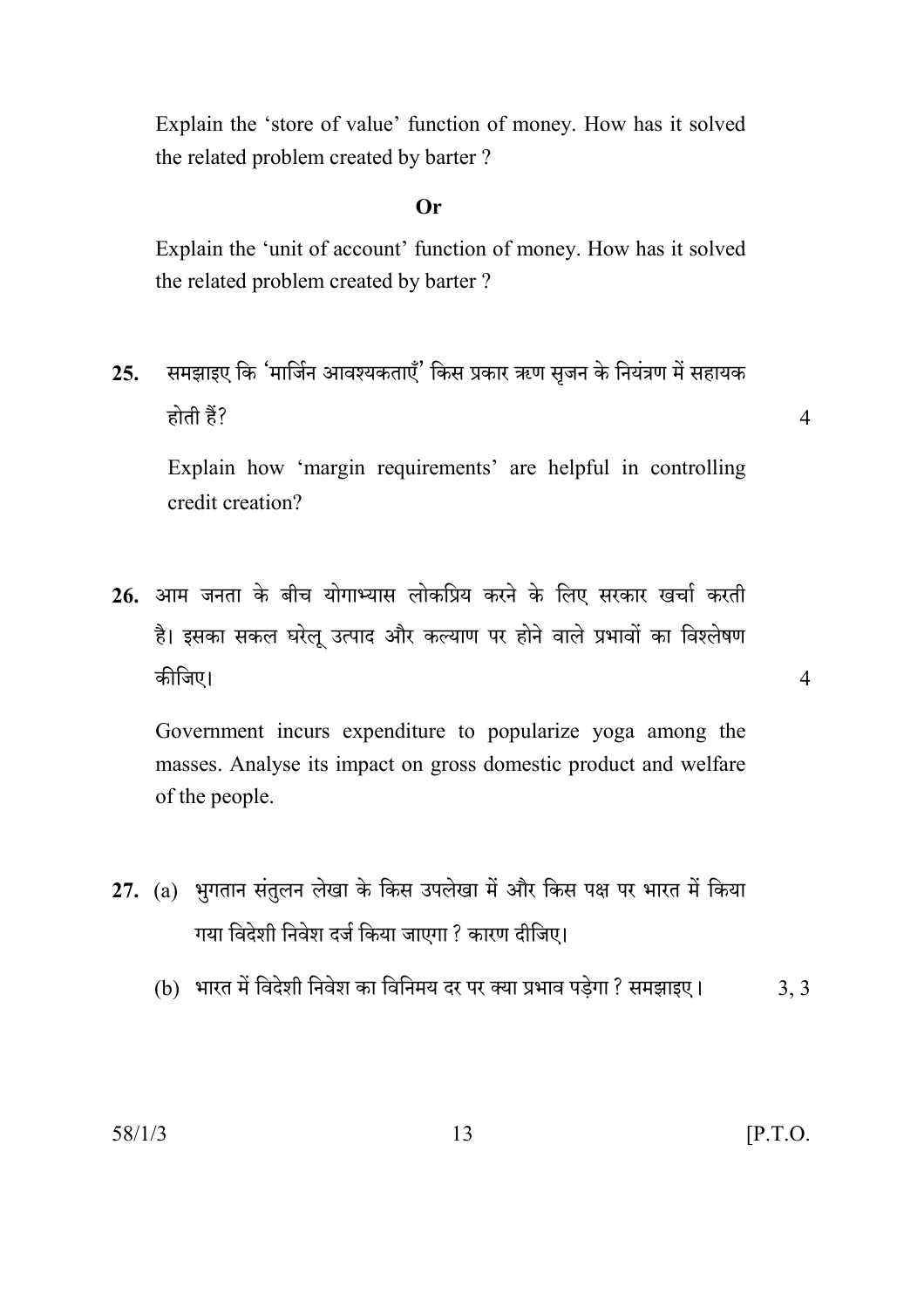Explain the 'store of value' function of money. How has it solved the related problem created by barter ?

**Or**

Explain the 'unit of account' function of money. How has it solved the related problem created by barter ?

**25.** समझाइए कि 'मार्जिन आवश्यकताएँ' किस प्रकार ऋण सृजन के नियंत्रण में सहायक होती हैं? 4

Explain how 'margin requirements' are helpful in controlling credit creation?

**26.** आम जनता के बीच योगाभ्यास लोकप्रिय करने के लिए सरकार खर्चा करती है। इसका सकल घरेलू उत्पाद और कल्याण पर होने वाले प्रभावों का विश्लेषण कीजिए। 4

Government incurs expenditure to popularize yoga among the masses. Analyse its impact on gross domestic product and welfare of the people.

**27.** (a) भुगतान संतुलन लेखा के किस उपलेखा में और किस पक्ष पर भारत में किया गया विदेशी निवेश दर्ज किया जाएगा ? कारण दीजिए।

(b) भारत में विदेशी निवेश का विनिमय दर पर क्या प्रभाव पड़ेगा ? समझाइए। 3, 3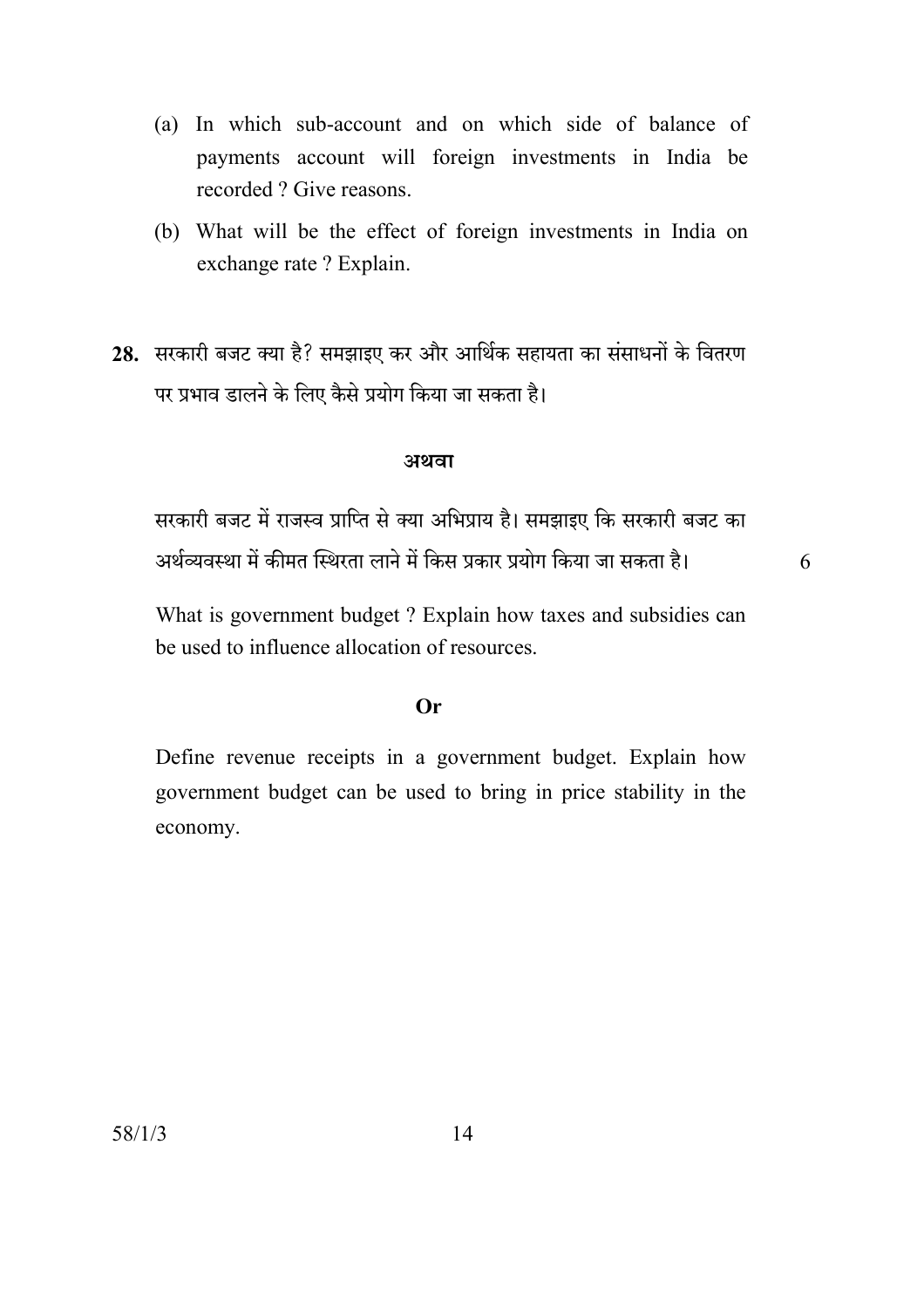(a) In which sub-account and on which side of balance of payments account will foreign investments in India be recorded ? Give reasons.

(b) What will be the effect of foreign investments in India on exchange rate ? Explain.

**28.** सरकारी बजट क्या है? समझाइए कर और आर्थिक सहायता का संसाधनों के वितरण पर प्रभाव डालने के लिए कैसे प्रयोग किया जा सकता है।

**अथवा**

सरकारी बजट में राजस्व प्राप्ति से क्या अभिप्राय है। समझाइए कि सरकारी बजट का अर्थव्यवस्था में कीमत स्थिरता लाने में किस प्रकार प्रयोग किया जा सकता है। 6

What is government budget ? Explain how taxes and subsidies can be used to influence allocation of resources.

**Or**

Define revenue receipts in a government budget. Explain how government budget can be used to bring in price stability in the economy.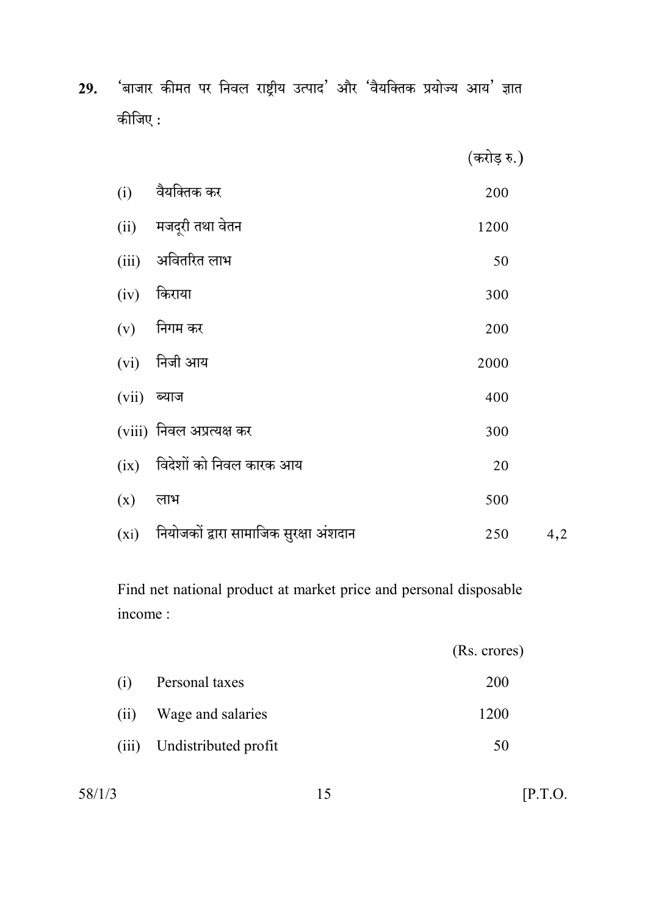**29.** 'बाजार कीमत पर निवल राष्ट्रीय उत्पाद' और 'वैयक्तिक प्रयोज्य आय' ज्ञात कीजिए :

| | | (करोड़ रु.) | |
|---|---|---|---|
| (i) | वैयक्तिक कर | 200 | |
| (ii) | मजदूरी तथा वेतन | 1200 | |
| (iii) | अवितरित लाभ | 50 | |
| (iv) | किराया | 300 | |
| (v) | निगम कर | 200 | |
| (vi) | निजी आय | 2000 | |
| (vii) | ब्याज | 400 | |
| (viii) | निवल अप्रत्यक्ष कर | 300 | |
| (ix) | विदेशों को निवल कारक आय | 20 | |
| (x) | लाभ | 500 | |
| (xi) | नियोजकों द्वारा सामाजिक सुरक्षा अंशदान | 250 | 4,2 |

Find net national product at market price and personal disposable income :

| | | (Rs. crores) |
|---|---|---|
| (i) | Personal taxes | 200 |
| (ii) | Wage and salaries | 1200 |
| (iii) | Undistributed profit | 50 |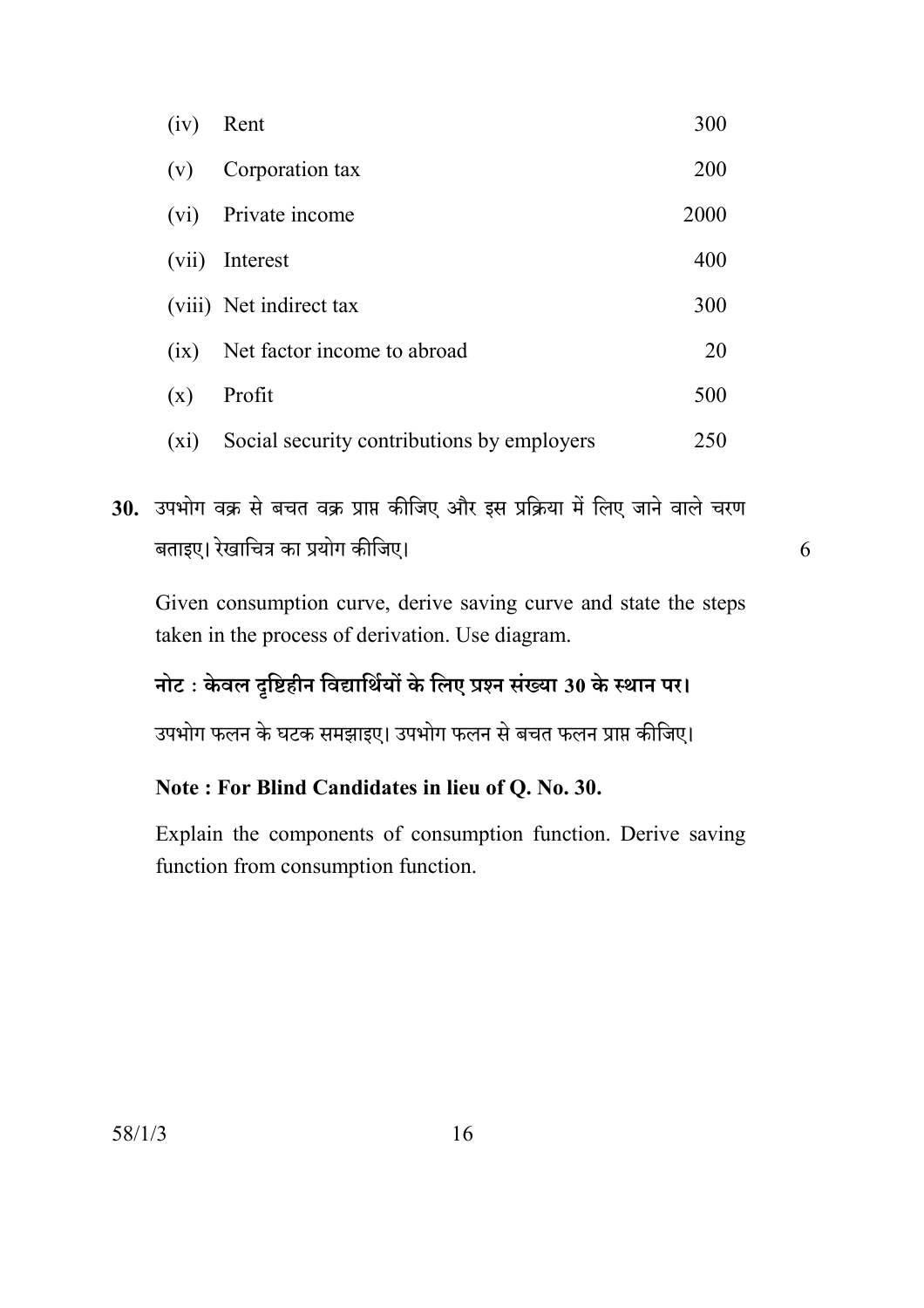| | | |
|---|---|---|
| (iv) | Rent | 300 |
| (v) | Corporation tax | 200 |
| (vi) | Private income | 2000 |
| (vii) | Interest | 400 |
| (viii) | Net indirect tax | 300 |
| (ix) | Net factor income to abroad | 20 |
| (x) | Profit | 500 |
| (xi) | Social security contributions by employers | 250 |

**30.** उपभोग वक्र से बचत वक्र प्राप्त कीजिए और इस प्रक्रिया में लिए जाने वाले चरण बताइए। रेखाचित्र का प्रयोग कीजिए। 6

Given consumption curve, derive saving curve and state the steps taken in the process of derivation. Use diagram.

**नोट : केवल दृष्टिहीन विद्यार्थियों के लिए प्रश्न संख्या 30 के स्थान पर।**

उपभोग फलन के घटक समझाइए। उपभोग फलन से बचत फलन प्राप्त कीजिए।

**Note : For Blind Candidates in lieu of Q. No. 30.**

Explain the components of consumption function. Derive saving function from consumption function.

58/1/3